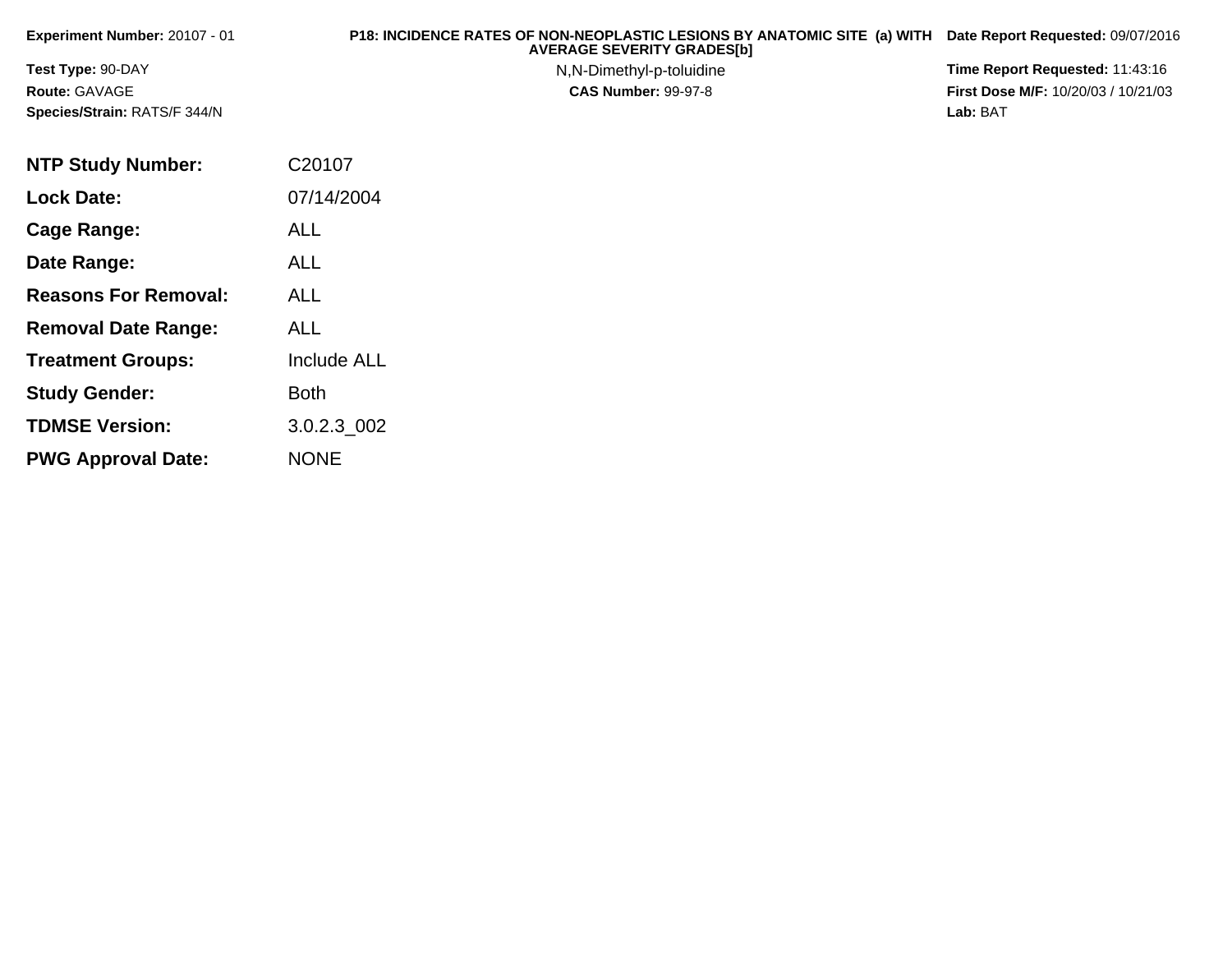**Experiment Number:** 20107 - 01

**Test Type:** 90-DAY

**Route:** GAVAGE

**Species/Strain:** RATS/F 344/N

**P18: INCIDENCE RATES OF NON-NEOPLASTIC LESIONS BY ANATOMIC SITE (a) WITH AVERAGE SEVERITY GRADES[b]**

N,N-Dimethyl-p-toluidine

**CAS Number:** 99-97-8

**Date Report Requested:** 09/07/2016

**Time Report Requested:** 11:43:16

**First Dose M/F:** 10/20/03 / 10/21/03

**Lab:** BAT

| | |
|---|---|
| **NTP Study Number:** | C20107 |
| **Lock Date:** | 07/14/2004 |
| **Cage Range:** | ALL |
| **Date Range:** | ALL |
| **Reasons For Removal:** | ALL |
| **Removal Date Range:** | ALL |
| **Treatment Groups:** | Include ALL |
| **Study Gender:** | Both |
| **TDMSE Version:** | 3.0.2.3_002 |
| **PWG Approval Date:** | NONE |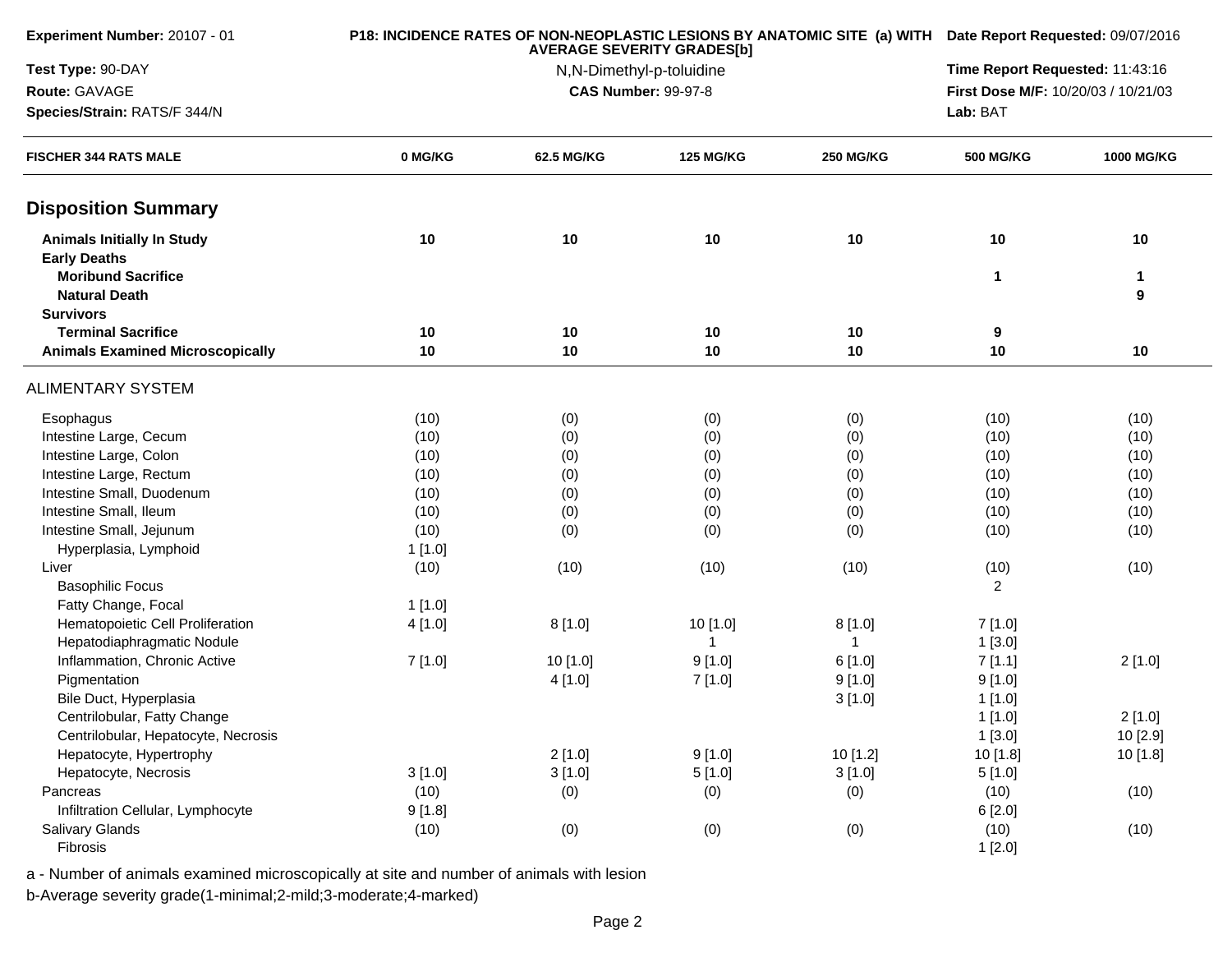**Experiment Number:** 20107 - 01

**Test Type:** 90-DAY

**Route:** GAVAGE

**Species/Strain:** RATS/F 344/N

**P18: INCIDENCE RATES OF NON-NEOPLASTIC LESIONS BY ANATOMIC SITE (a) WITH AVERAGE SEVERITY GRADES[b]**

N,N-Dimethyl-p-toluidine

**CAS Number:** 99-97-8

**Date Report Requested:** 09/07/2016

**Time Report Requested:** 11:43:16

**First Dose M/F:** 10/20/03 / 10/21/03

**Lab:** BAT

| FISCHER 344 RATS MALE | 0 MG/KG | 62.5 MG/KG | 125 MG/KG | 250 MG/KG | 500 MG/KG | 1000 MG/KG |
|---|---|---|---|---|---|---|
| **Disposition Summary** | | | | | | |
| **Animals Initially In Study** | **10** | **10** | **10** | **10** | **10** | **10** |
| **Early Deaths** | | | | | | |
| **Moribund Sacrifice** | | | | | **1** | **1** |
| **Natural Death** | | | | | | **9** |
| **Survivors** | | | | | | |
| **Terminal Sacrifice** | **10** | **10** | **10** | **10** | **9** | |
| **Animals Examined Microscopically** | **10** | **10** | **10** | **10** | **10** | **10** |
| ALIMENTARY SYSTEM | | | | | | |
| Esophagus | (10) | (0) | (0) | (0) | (10) | (10) |
| Intestine Large, Cecum | (10) | (0) | (0) | (0) | (10) | (10) |
| Intestine Large, Colon | (10) | (0) | (0) | (0) | (10) | (10) |
| Intestine Large, Rectum | (10) | (0) | (0) | (0) | (10) | (10) |
| Intestine Small, Duodenum | (10) | (0) | (0) | (0) | (10) | (10) |
| Intestine Small, Ileum | (10) | (0) | (0) | (0) | (10) | (10) |
| Intestine Small, Jejunum | (10) | (0) | (0) | (0) | (10) | (10) |
| Hyperplasia, Lymphoid | 1 [1.0] | | | | | |
| Liver | (10) | (10) | (10) | (10) | (10) | (10) |
| Basophilic Focus | | | | | 2 | |
| Fatty Change, Focal | 1 [1.0] | | | | | |
| Hematopoietic Cell Proliferation | 4 [1.0] | 8 [1.0] | 10 [1.0] | 8 [1.0] | 7 [1.0] | |
| Hepatodiaphragmatic Nodule | | | 1 | 1 | 1 [3.0] | |
| Inflammation, Chronic Active | 7 [1.0] | 10 [1.0] | 9 [1.0] | 6 [1.0] | 7 [1.1] | 2 [1.0] |
| Pigmentation | | 4 [1.0] | 7 [1.0] | 9 [1.0] | 9 [1.0] | |
| Bile Duct, Hyperplasia | | | | 3 [1.0] | 1 [1.0] | |
| Centrilobular, Fatty Change | | | | | 1 [1.0] | 2 [1.0] |
| Centrilobular, Hepatocyte, Necrosis | | | | | 1 [3.0] | 10 [2.9] |
| Hepatocyte, Hypertrophy | | 2 [1.0] | 9 [1.0] | 10 [1.2] | 10 [1.8] | 10 [1.8] |
| Hepatocyte, Necrosis | 3 [1.0] | 3 [1.0] | 5 [1.0] | 3 [1.0] | 5 [1.0] | |
| Pancreas | (10) | (0) | (0) | (0) | (10) | (10) |
| Infiltration Cellular, Lymphocyte | 9 [1.8] | | | | 6 [2.0] | |
| Salivary Glands | (10) | (0) | (0) | (0) | (10) | (10) |
| Fibrosis | | | | | 1 [2.0] | |

a - Number of animals examined microscopically at site and number of animals with lesion

b-Average severity grade(1-minimal;2-mild;3-moderate;4-marked)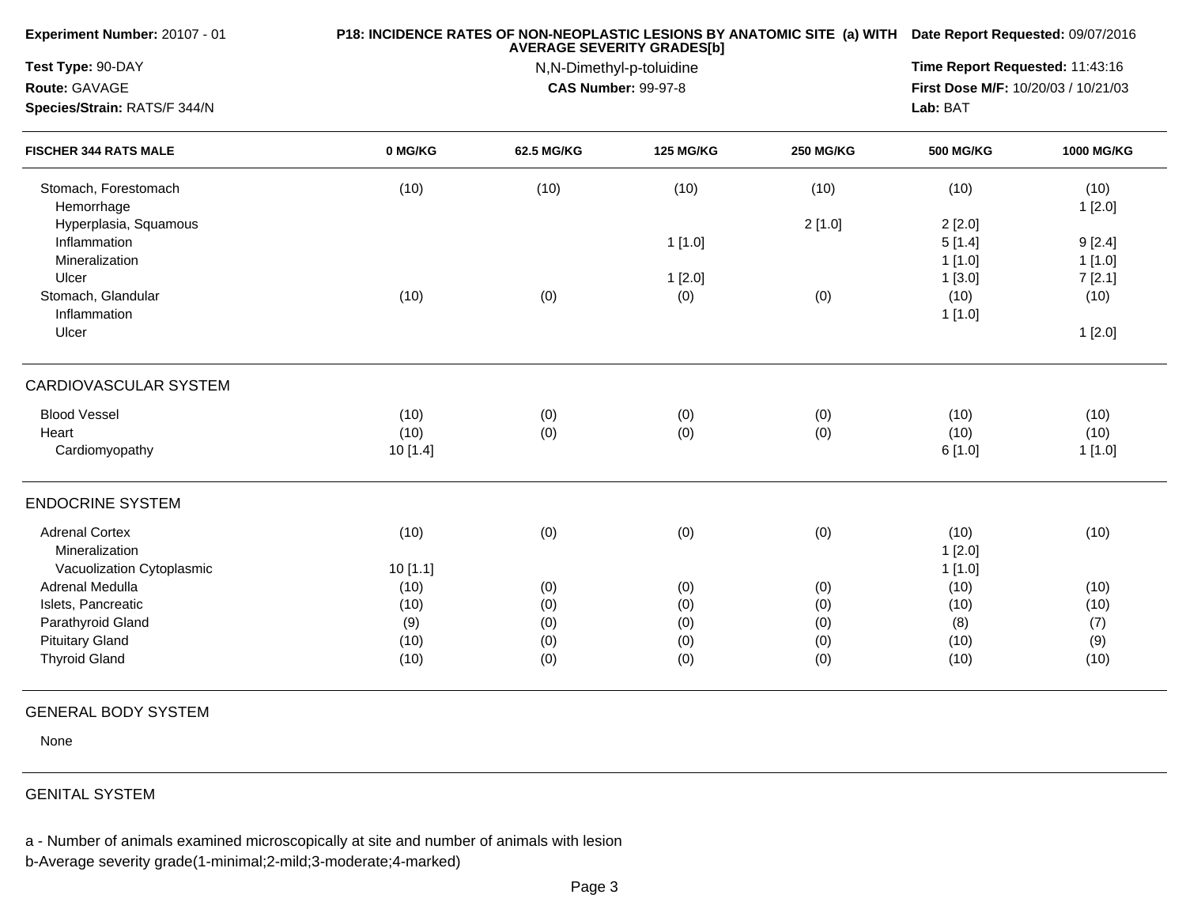**Experiment Number:** 20107 - 01

**Test Type:** 90-DAY

**Route:** GAVAGE

**Species/Strain:** RATS/F 344/N

**P18: INCIDENCE RATES OF NON-NEOPLASTIC LESIONS BY ANATOMIC SITE (a) WITH AVERAGE SEVERITY GRADES[b]**

N,N-Dimethyl-p-toluidine

**CAS Number:** 99-97-8

**Date Report Requested:** 09/07/2016

**Time Report Requested:** 11:43:16

**First Dose M/F:** 10/20/03 / 10/21/03

**Lab:** BAT

| FISCHER 344 RATS MALE | 0 MG/KG | 62.5 MG/KG | 125 MG/KG | 250 MG/KG | 500 MG/KG | 1000 MG/KG |
|---|---|---|---|---|---|---|
| Stomach, Forestomach | (10) | (10) | (10) | (10) | (10) | (10) |
| Hemorrhage | | | | | | 1 [2.0] |
| Hyperplasia, Squamous | | | | 2 [1.0] | 2 [2.0] | |
| Inflammation | | | 1 [1.0] | | 5 [1.4] | 9 [2.4] |
| Mineralization | | | | | 1 [1.0] | 1 [1.0] |
| Ulcer | | | 1 [2.0] | | 1 [3.0] | 7 [2.1] |
| Stomach, Glandular | (10) | (0) | (0) | (0) | (10) | (10) |
| Inflammation | | | | | 1 [1.0] | |
| Ulcer | | | | | | 1 [2.0] |
| **CARDIOVASCULAR SYSTEM** | | | | | | |
| Blood Vessel | (10) | (0) | (0) | (0) | (10) | (10) |
| Heart | (10) | (0) | (0) | (0) | (10) | (10) |
| Cardiomyopathy | 10 [1.4] | | | | 6 [1.0] | 1 [1.0] |
| **ENDOCRINE SYSTEM** | | | | | | |
| Adrenal Cortex | (10) | (0) | (0) | (0) | (10) | (10) |
| Mineralization | | | | | 1 [2.0] | |
| Vacuolization Cytoplasmic | 10 [1.1] | | | | 1 [1.0] | |
| Adrenal Medulla | (10) | (0) | (0) | (0) | (10) | (10) |
| Islets, Pancreatic | (10) | (0) | (0) | (0) | (10) | (10) |
| Parathyroid Gland | (9) | (0) | (0) | (0) | (8) | (7) |
| Pituitary Gland | (10) | (0) | (0) | (0) | (10) | (9) |
| Thyroid Gland | (10) | (0) | (0) | (0) | (10) | (10) |
| **GENERAL BODY SYSTEM** | | | | | | |
| None | | | | | | |
| **GENITAL SYSTEM** | | | | | | |

a - Number of animals examined microscopically at site and number of animals with lesion

b-Average severity grade(1-minimal;2-mild;3-moderate;4-marked)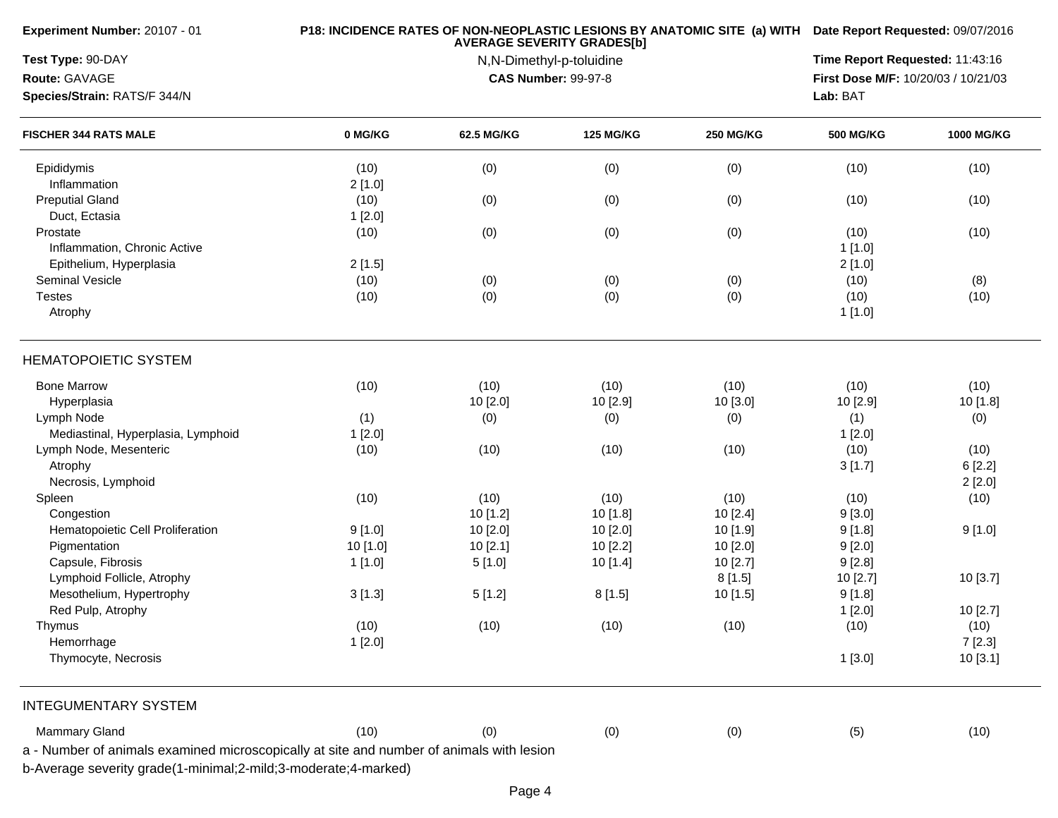**Experiment Number:** 20107 - 01

**Test Type:** 90-DAY

**Route:** GAVAGE

**Species/Strain:** RATS/F 344/N

**P18: INCIDENCE RATES OF NON-NEOPLASTIC LESIONS BY ANATOMIC SITE (a) WITH AVERAGE SEVERITY GRADES[b]**

N,N-Dimethyl-p-toluidine

**CAS Number:** 99-97-8

**Date Report Requested:** 09/07/2016

**Time Report Requested:** 11:43:16

**First Dose M/F:** 10/20/03 / 10/21/03

**Lab:** BAT

| FISCHER 344 RATS MALE | 0 MG/KG | 62.5 MG/KG | 125 MG/KG | 250 MG/KG | 500 MG/KG | 1000 MG/KG |
|---|---|---|---|---|---|---|
| Epididymis | (10) | (0) | (0) | (0) | (10) | (10) |
| Inflammation | 2 [1.0] | | | | | |
| Preputial Gland | (10) | (0) | (0) | (0) | (10) | (10) |
| Duct, Ectasia | 1 [2.0] | | | | | |
| Prostate | (10) | (0) | (0) | (0) | (10) | (10) |
| Inflammation, Chronic Active | | | | | 1 [1.0] | |
| Epithelium, Hyperplasia | 2 [1.5] | | | | 2 [1.0] | |
| Seminal Vesicle | (10) | (0) | (0) | (0) | (10) | (8) |
| Testes | (10) | (0) | (0) | (0) | (10) | (10) |
| Atrophy | | | | | 1 [1.0] | |
| **HEMATOPOIETIC SYSTEM** | | | | | | |
| Bone Marrow | (10) | (10) | (10) | (10) | (10) | (10) |
| Hyperplasia | | 10 [2.0] | 10 [2.9] | 10 [3.0] | 10 [2.9] | 10 [1.8] |
| Lymph Node | (1) | (0) | (0) | (0) | (1) | (0) |
| Mediastinal, Hyperplasia, Lymphoid | 1 [2.0] | | | | 1 [2.0] | |
| Lymph Node, Mesenteric | (10) | (10) | (10) | (10) | (10) | (10) |
| Atrophy | | | | | 3 [1.7] | 6 [2.2] |
| Necrosis, Lymphoid | | | | | | 2 [2.0] |
| Spleen | (10) | (10) | (10) | (10) | (10) | (10) |
| Congestion | | 10 [1.2] | 10 [1.8] | 10 [2.4] | 9 [3.0] | |
| Hematopoietic Cell Proliferation | 9 [1.0] | 10 [2.0] | 10 [2.0] | 10 [1.9] | 9 [1.8] | 9 [1.0] |
| Pigmentation | 10 [1.0] | 10 [2.1] | 10 [2.2] | 10 [2.0] | 9 [2.0] | |
| Capsule, Fibrosis | 1 [1.0] | 5 [1.0] | 10 [1.4] | 10 [2.7] | 9 [2.8] | |
| Lymphoid Follicle, Atrophy | | | | 8 [1.5] | 10 [2.7] | 10 [3.7] |
| Mesothelium, Hypertrophy | 3 [1.3] | 5 [1.2] | 8 [1.5] | 10 [1.5] | 9 [1.8] | |
| Red Pulp, Atrophy | | | | | 1 [2.0] | 10 [2.7] |
| Thymus | (10) | (10) | (10) | (10) | (10) | (10) |
| Hemorrhage | 1 [2.0] | | | | | 7 [2.3] |
| Thymocyte, Necrosis | | | | | 1 [3.0] | 10 [3.1] |
| **INTEGUMENTARY SYSTEM** | | | | | | |
| Mammary Gland | (10) | (0) | (0) | (0) | (5) | (10) |

a - Number of animals examined microscopically at site and number of animals with lesion

b-Average severity grade(1-minimal;2-mild;3-moderate;4-marked)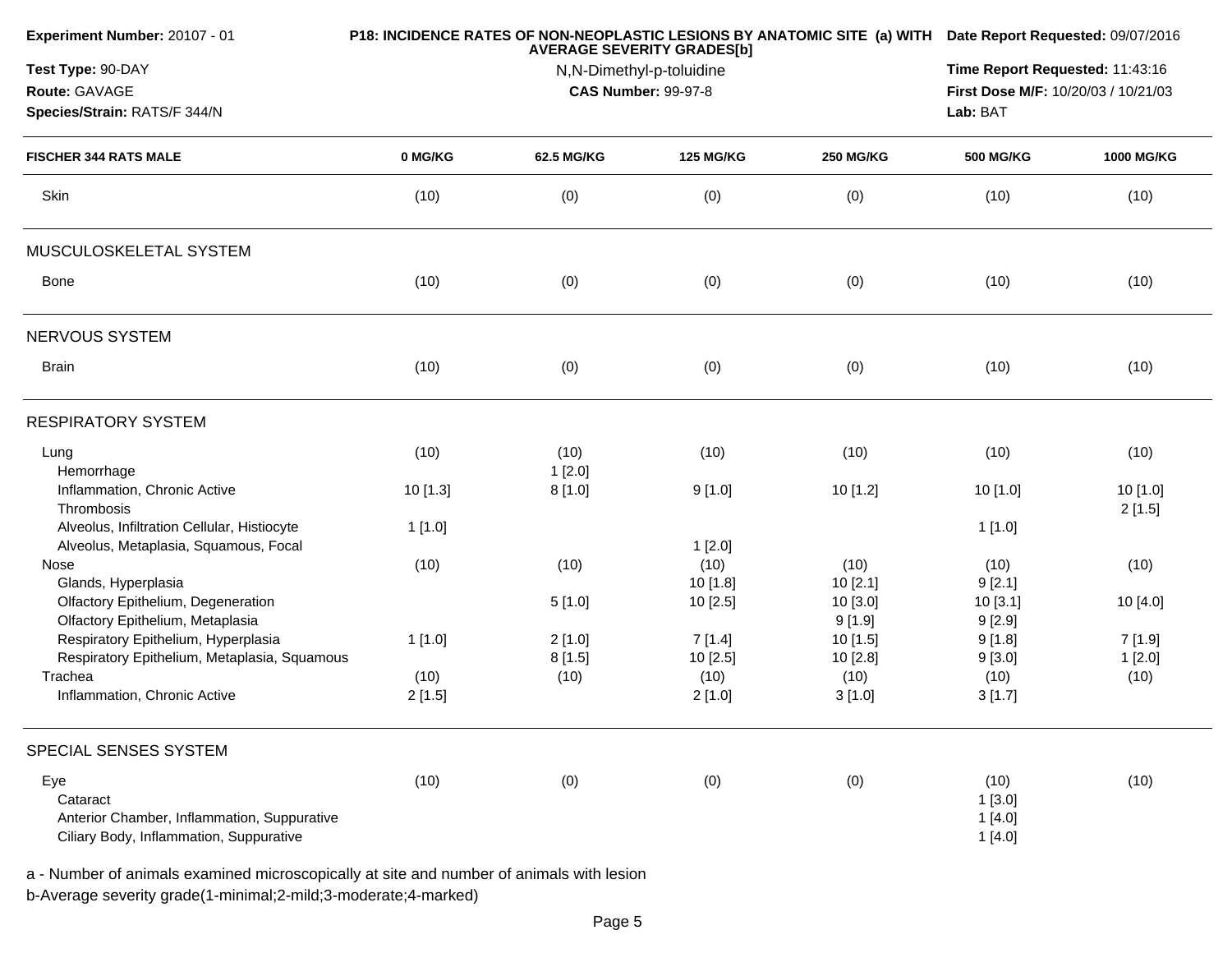| Experiment Number: 20107 - 01 | P18: INCIDENCE RATES OF NON-NEOPLASTIC LESIONS BY ANATOMIC SITE (a) WITH AVERAGE SEVERITY GRADES[b] | Date Report Requested: 09/07/2016 |
|---|---|---|
| Test Type: 90-DAY | N,N-Dimethyl-p-toluidine | Time Report Requested: 11:43:16 |
| Route: GAVAGE | CAS Number: 99-97-8 | First Dose M/F: 10/20/03 / 10/21/03 |
| Species/Strain: RATS/F 344/N | | Lab: BAT |

| FISCHER 344 RATS MALE | 0 MG/KG | 62.5 MG/KG | 125 MG/KG | 250 MG/KG | 500 MG/KG | 1000 MG/KG |
|---|---|---|---|---|---|---|
| Skin | (10) | (0) | (0) | (0) | (10) | (10) |
| **MUSCULOSKELETAL SYSTEM** | | | | | | |
| Bone | (10) | (0) | (0) | (0) | (10) | (10) |
| **NERVOUS SYSTEM** | | | | | | |
| Brain | (10) | (0) | (0) | (0) | (10) | (10) |
| **RESPIRATORY SYSTEM** | | | | | | |
| Lung | (10) | (10) | (10) | (10) | (10) | (10) |
| Hemorrhage | | 1 [2.0] | | | | |
| Inflammation, Chronic Active | 10 [1.3] | 8 [1.0] | 9 [1.0] | 10 [1.2] | 10 [1.0] | 10 [1.0] |
| Thrombosis | | | | | | 2 [1.5] |
| Alveolus, Infiltration Cellular, Histiocyte | 1 [1.0] | | | | 1 [1.0] | |
| Alveolus, Metaplasia, Squamous, Focal | | | 1 [2.0] | | | |
| Nose | (10) | (10) | (10) | (10) | (10) | (10) |
| Glands, Hyperplasia | | | 10 [1.8] | 10 [2.1] | 9 [2.1] | |
| Olfactory Epithelium, Degeneration | | 5 [1.0] | 10 [2.5] | 10 [3.0] | 10 [3.1] | 10 [4.0] |
| Olfactory Epithelium, Metaplasia | | | | 9 [1.9] | 9 [2.9] | |
| Respiratory Epithelium, Hyperplasia | 1 [1.0] | 2 [1.0] | 7 [1.4] | 10 [1.5] | 9 [1.8] | 7 [1.9] |
| Respiratory Epithelium, Metaplasia, Squamous | | 8 [1.5] | 10 [2.5] | 10 [2.8] | 9 [3.0] | 1 [2.0] |
| Trachea | (10) | (10) | (10) | (10) | (10) | (10) |
| Inflammation, Chronic Active | 2 [1.5] | | 2 [1.0] | 3 [1.0] | 3 [1.7] | |
| **SPECIAL SENSES SYSTEM** | | | | | | |
| Eye | (10) | (0) | (0) | (0) | (10) | (10) |
| Cataract | | | | | 1 [3.0] | |
| Anterior Chamber, Inflammation, Suppurative | | | | | 1 [4.0] | |
| Ciliary Body, Inflammation, Suppurative | | | | | 1 [4.0] | |

a - Number of animals examined microscopically at site and number of animals with lesion

b-Average severity grade(1-minimal;2-mild;3-moderate;4-marked)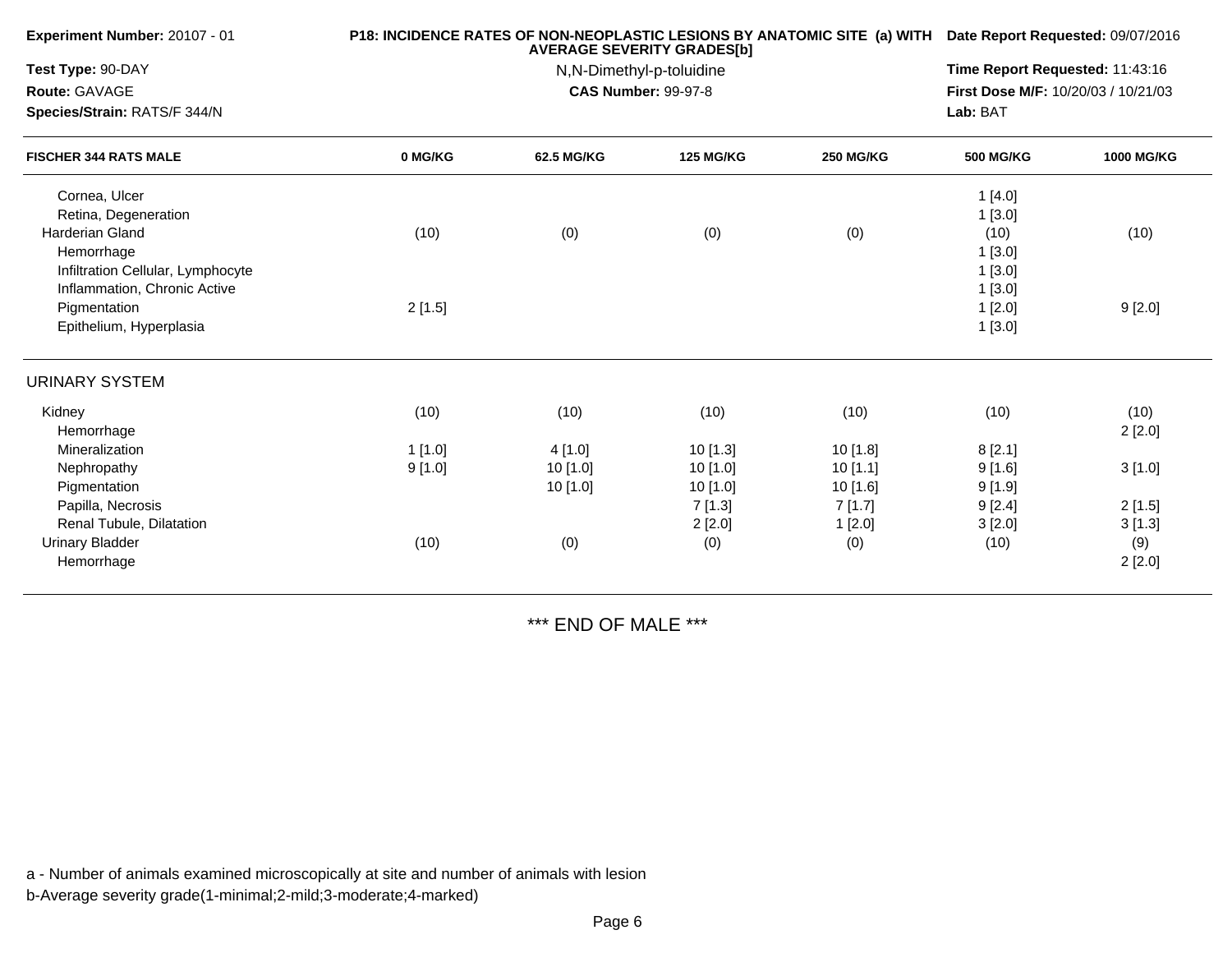**Experiment Number:** 20107 - 01

**Test Type:** 90-DAY

**Route:** GAVAGE

**Species/Strain:** RATS/F 344/N

**P18: INCIDENCE RATES OF NON-NEOPLASTIC LESIONS BY ANATOMIC SITE (a) WITH AVERAGE SEVERITY GRADES[b]**

N,N-Dimethyl-p-toluidine

**CAS Number:** 99-97-8

**Date Report Requested:** 09/07/2016

**Time Report Requested:** 11:43:16

**First Dose M/F:** 10/20/03 / 10/21/03

**Lab:** BAT

| FISCHER 344 RATS MALE | 0 MG/KG | 62.5 MG/KG | 125 MG/KG | 250 MG/KG | 500 MG/KG | 1000 MG/KG |
|---|---|---|---|---|---|---|
| Cornea, Ulcer | | | | | 1 [4.0] | |
| Retina, Degeneration | | | | | 1 [3.0] | |
| Harderian Gland | (10) | (0) | (0) | (0) | (10) | (10) |
| Hemorrhage | | | | | 1 [3.0] | |
| Infiltration Cellular, Lymphocyte | | | | | 1 [3.0] | |
| Inflammation, Chronic Active | | | | | 1 [3.0] | |
| Pigmentation | 2 [1.5] | | | | 1 [2.0] | 9 [2.0] |
| Epithelium, Hyperplasia | | | | | 1 [3.0] | |
| URINARY SYSTEM | | | | | | |
| Kidney | (10) | (10) | (10) | (10) | (10) | (10) |
| Hemorrhage | | | | | | 2 [2.0] |
| Mineralization | 1 [1.0] | 4 [1.0] | 10 [1.3] | 10 [1.8] | 8 [2.1] | |
| Nephropathy | 9 [1.0] | 10 [1.0] | 10 [1.0] | 10 [1.1] | 9 [1.6] | 3 [1.0] |
| Pigmentation | | 10 [1.0] | 10 [1.0] | 10 [1.6] | 9 [1.9] | |
| Papilla, Necrosis | | | 7 [1.3] | 7 [1.7] | 9 [2.4] | 2 [1.5] |
| Renal Tubule, Dilatation | | | 2 [2.0] | 1 [2.0] | 3 [2.0] | 3 [1.3] |
| Urinary Bladder | (10) | (0) | (0) | (0) | (10) | (9) |
| Hemorrhage | | | | | | 2 [2.0] |

*** END OF MALE ***

a - Number of animals examined microscopically at site and number of animals with lesion

b-Average severity grade(1-minimal;2-mild;3-moderate;4-marked)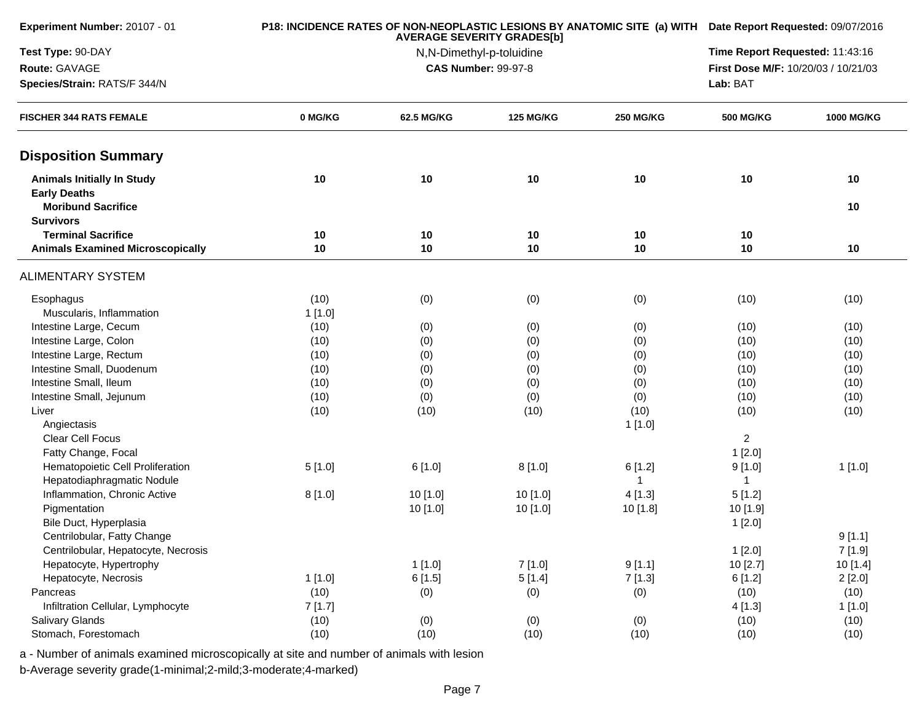**Experiment Number:** 20107 - 01

**Test Type:** 90-DAY

**Route:** GAVAGE

**Species/Strain:** RATS/F 344/N

**P18: INCIDENCE RATES OF NON-NEOPLASTIC LESIONS BY ANATOMIC SITE (a) WITH AVERAGE SEVERITY GRADES[b]**

N,N-Dimethyl-p-toluidine

**CAS Number:** 99-97-8

**Date Report Requested:** 09/07/2016

**Time Report Requested:** 11:43:16

**First Dose M/F:** 10/20/03 / 10/21/03

**Lab:** BAT

| FISCHER 344 RATS FEMALE | 0 MG/KG | 62.5 MG/KG | 125 MG/KG | 250 MG/KG | 500 MG/KG | 1000 MG/KG |
|---|---|---|---|---|---|---|
| **Disposition Summary** | | | | | | |
| **Animals Initially In Study** | **10** | **10** | **10** | **10** | **10** | **10** |
| **Early Deaths** | | | | | | |
| **Moribund Sacrifice** | | | | | | **10** |
| **Survivors** | | | | | | |
| **Terminal Sacrifice** | **10** | **10** | **10** | **10** | **10** | |
| **Animals Examined Microscopically** | **10** | **10** | **10** | **10** | **10** | **10** |
| ALIMENTARY SYSTEM | | | | | | |
| Esophagus | (10) | (0) | (0) | (0) | (10) | (10) |
| Muscularis, Inflammation | 1 [1.0] | | | | | |
| Intestine Large, Cecum | (10) | (0) | (0) | (0) | (10) | (10) |
| Intestine Large, Colon | (10) | (0) | (0) | (0) | (10) | (10) |
| Intestine Large, Rectum | (10) | (0) | (0) | (0) | (10) | (10) |
| Intestine Small, Duodenum | (10) | (0) | (0) | (0) | (10) | (10) |
| Intestine Small, Ileum | (10) | (0) | (0) | (0) | (10) | (10) |
| Intestine Small, Jejunum | (10) | (0) | (0) | (0) | (10) | (10) |
| Liver | (10) | (10) | (10) | (10) | (10) | (10) |
| Angiectasis | | | | 1 [1.0] | | |
| Clear Cell Focus | | | | | 2 | |
| Fatty Change, Focal | | | | | 1 [2.0] | |
| Hematopoietic Cell Proliferation | 5 [1.0] | 6 [1.0] | 8 [1.0] | 6 [1.2] | 9 [1.0] | 1 [1.0] |
| Hepatodiaphragmatic Nodule | | | | 1 | 1 | |
| Inflammation, Chronic Active | 8 [1.0] | 10 [1.0] | 10 [1.0] | 4 [1.3] | 5 [1.2] | |
| Pigmentation | | 10 [1.0] | 10 [1.0] | 10 [1.8] | 10 [1.9] | |
| Bile Duct, Hyperplasia | | | | | 1 [2.0] | |
| Centrilobular, Fatty Change | | | | | | 9 [1.1] |
| Centrilobular, Hepatocyte, Necrosis | | | | | 1 [2.0] | 7 [1.9] |
| Hepatocyte, Hypertrophy | | 1 [1.0] | 7 [1.0] | 9 [1.1] | 10 [2.7] | 10 [1.4] |
| Hepatocyte, Necrosis | 1 [1.0] | 6 [1.5] | 5 [1.4] | 7 [1.3] | 6 [1.2] | 2 [2.0] |
| Pancreas | (10) | (0) | (0) | (0) | (10) | (10) |
| Infiltration Cellular, Lymphocyte | 7 [1.7] | | | | 4 [1.3] | 1 [1.0] |
| Salivary Glands | (10) | (0) | (0) | (0) | (10) | (10) |
| Stomach, Forestomach | (10) | (10) | (10) | (10) | (10) | (10) |

a - Number of animals examined microscopically at site and number of animals with lesion

b-Average severity grade(1-minimal;2-mild;3-moderate;4-marked)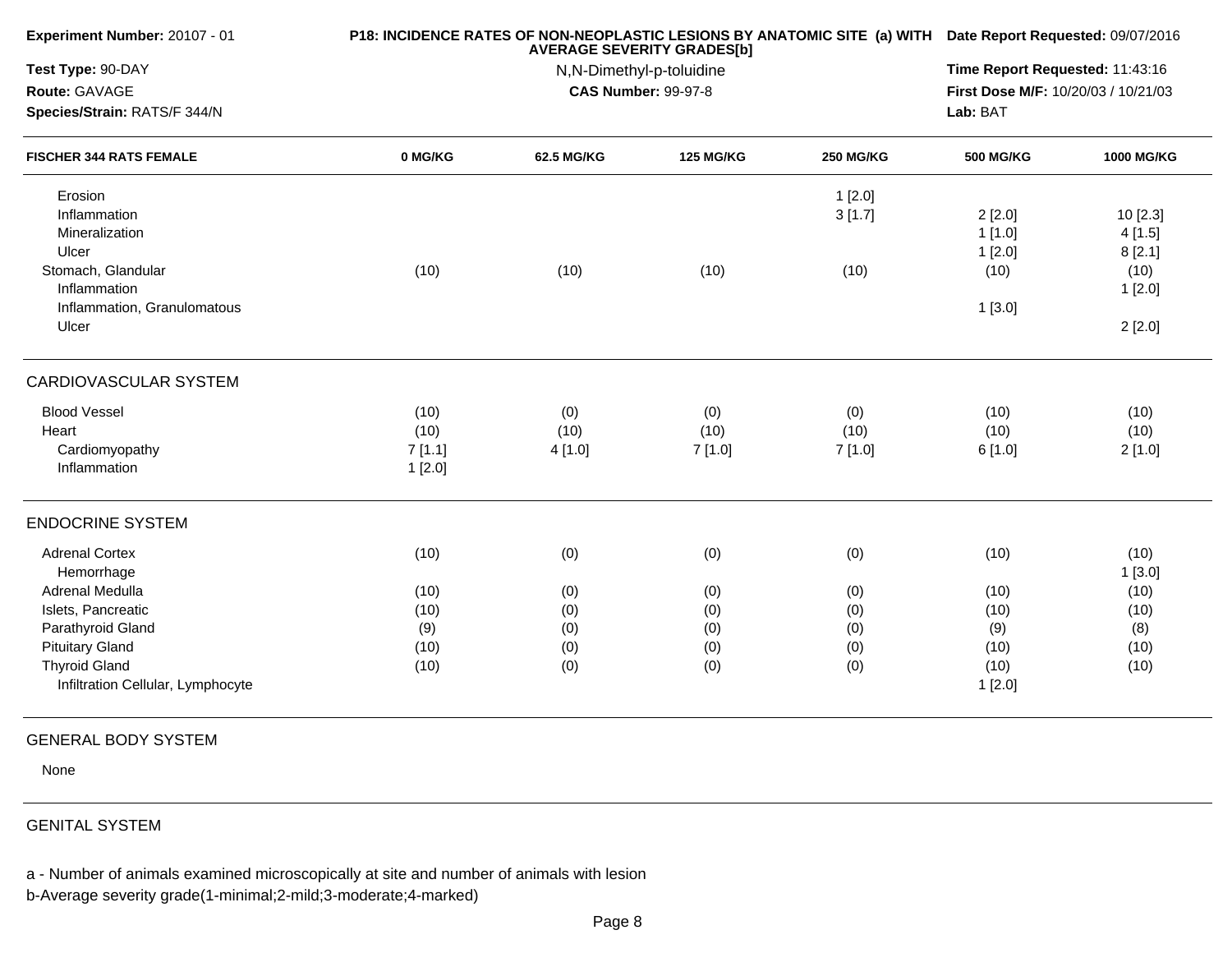**Experiment Number:** 20107 - 01

**Test Type:** 90-DAY

**Route:** GAVAGE

**Species/Strain:** RATS/F 344/N

**P18: INCIDENCE RATES OF NON-NEOPLASTIC LESIONS BY ANATOMIC SITE (a) WITH AVERAGE SEVERITY GRADES[b]**

N,N-Dimethyl-p-toluidine

**CAS Number:** 99-97-8

**Date Report Requested:** 09/07/2016

**Time Report Requested:** 11:43:16

**First Dose M/F:** 10/20/03 / 10/21/03

**Lab:** BAT

| FISCHER 344 RATS FEMALE | 0 MG/KG | 62.5 MG/KG | 125 MG/KG | 250 MG/KG | 500 MG/KG | 1000 MG/KG |
|---|---|---|---|---|---|---|
| Erosion | | | | 1 [2.0] | | |
| Inflammation | | | | 3 [1.7] | 2 [2.0] | 10 [2.3] |
| Mineralization | | | | | 1 [1.0] | 4 [1.5] |
| Ulcer | | | | | 1 [2.0] | 8 [2.1] |
| Stomach, Glandular | (10) | (10) | (10) | (10) | (10) | (10) |
| Inflammation | | | | | | 1 [2.0] |
| Inflammation, Granulomatous | | | | | 1 [3.0] | |
| Ulcer | | | | | | 2 [2.0] |
| CARDIOVASCULAR SYSTEM | | | | | | |
| Blood Vessel | (10) | (0) | (0) | (0) | (10) | (10) |
| Heart | (10) | (10) | (10) | (10) | (10) | (10) |
| Cardiomyopathy | 7 [1.1] | 4 [1.0] | 7 [1.0] | 7 [1.0] | 6 [1.0] | 2 [1.0] |
| Inflammation | 1 [2.0] | | | | | |
| ENDOCRINE SYSTEM | | | | | | |
| Adrenal Cortex | (10) | (0) | (0) | (0) | (10) | (10) |
| Hemorrhage | | | | | | 1 [3.0] |
| Adrenal Medulla | (10) | (0) | (0) | (0) | (10) | (10) |
| Islets, Pancreatic | (10) | (0) | (0) | (0) | (10) | (10) |
| Parathyroid Gland | (9) | (0) | (0) | (0) | (9) | (8) |
| Pituitary Gland | (10) | (0) | (0) | (0) | (10) | (10) |
| Thyroid Gland | (10) | (0) | (0) | (0) | (10) | (10) |
| Infiltration Cellular, Lymphocyte | | | | | 1 [2.0] | |
| GENERAL BODY SYSTEM | | | | | | |
| None | | | | | | |
| GENITAL SYSTEM | | | | | | |

a - Number of animals examined microscopically at site and number of animals with lesion

b-Average severity grade(1-minimal;2-mild;3-moderate;4-marked)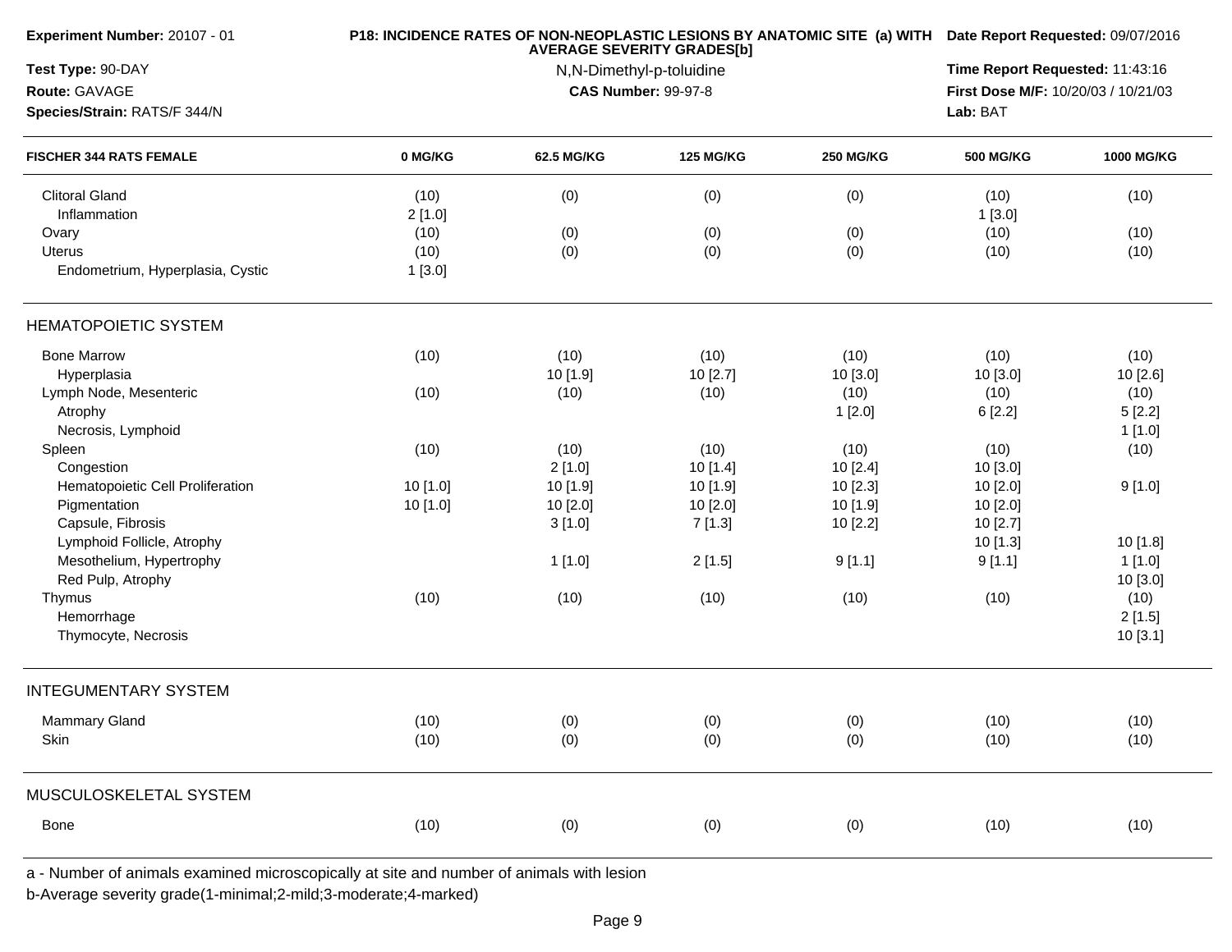**Experiment Number:** 20107 - 01

**Test Type:** 90-DAY

**Route:** GAVAGE

**Species/Strain:** RATS/F 344/N

**P18: INCIDENCE RATES OF NON-NEOPLASTIC LESIONS BY ANATOMIC SITE (a) WITH AVERAGE SEVERITY GRADES[b]**

N,N-Dimethyl-p-toluidine

**CAS Number:** 99-97-8

**Date Report Requested:** 09/07/2016

**Time Report Requested:** 11:43:16

**First Dose M/F:** 10/20/03 / 10/21/03

**Lab:** BAT

| FISCHER 344 RATS FEMALE | 0 MG/KG | 62.5 MG/KG | 125 MG/KG | 250 MG/KG | 500 MG/KG | 1000 MG/KG |
|---|---|---|---|---|---|---|
| Clitoral Gland | (10) | (0) | (0) | (0) | (10) | (10) |
| Inflammation | 2 [1.0] | | | | 1 [3.0] | |
| Ovary | (10) | (0) | (0) | (0) | (10) | (10) |
| Uterus | (10) | (0) | (0) | (0) | (10) | (10) |
| Endometrium, Hyperplasia, Cystic | 1 [3.0] | | | | | |
| **HEMATOPOIETIC SYSTEM** | | | | | | |
| Bone Marrow | (10) | (10) | (10) | (10) | (10) | (10) |
| Hyperplasia | | 10 [1.9] | 10 [2.7] | 10 [3.0] | 10 [3.0] | 10 [2.6] |
| Lymph Node, Mesenteric | (10) | (10) | (10) | (10) | (10) | (10) |
| Atrophy | | | | 1 [2.0] | 6 [2.2] | 5 [2.2] |
| Necrosis, Lymphoid | | | | | | 1 [1.0] |
| Spleen | (10) | (10) | (10) | (10) | (10) | (10) |
| Congestion | | 2 [1.0] | 10 [1.4] | 10 [2.4] | 10 [3.0] | |
| Hematopoietic Cell Proliferation | 10 [1.0] | 10 [1.9] | 10 [1.9] | 10 [2.3] | 10 [2.0] | 9 [1.0] |
| Pigmentation | 10 [1.0] | 10 [2.0] | 10 [2.0] | 10 [1.9] | 10 [2.0] | |
| Capsule, Fibrosis | | 3 [1.0] | 7 [1.3] | 10 [2.2] | 10 [2.7] | |
| Lymphoid Follicle, Atrophy | | | | | 10 [1.3] | 10 [1.8] |
| Mesothelium, Hypertrophy | | 1 [1.0] | 2 [1.5] | 9 [1.1] | 9 [1.1] | 1 [1.0] |
| Red Pulp, Atrophy | | | | | | 10 [3.0] |
| Thymus | (10) | (10) | (10) | (10) | (10) | (10) |
| Hemorrhage | | | | | | 2 [1.5] |
| Thymocyte, Necrosis | | | | | | 10 [3.1] |
| **INTEGUMENTARY SYSTEM** | | | | | | |
| Mammary Gland | (10) | (0) | (0) | (0) | (10) | (10) |
| Skin | (10) | (0) | (0) | (0) | (10) | (10) |
| **MUSCULOSKELETAL SYSTEM** | | | | | | |
| Bone | (10) | (0) | (0) | (0) | (10) | (10) |

a - Number of animals examined microscopically at site and number of animals with lesion

b-Average severity grade(1-minimal;2-mild;3-moderate;4-marked)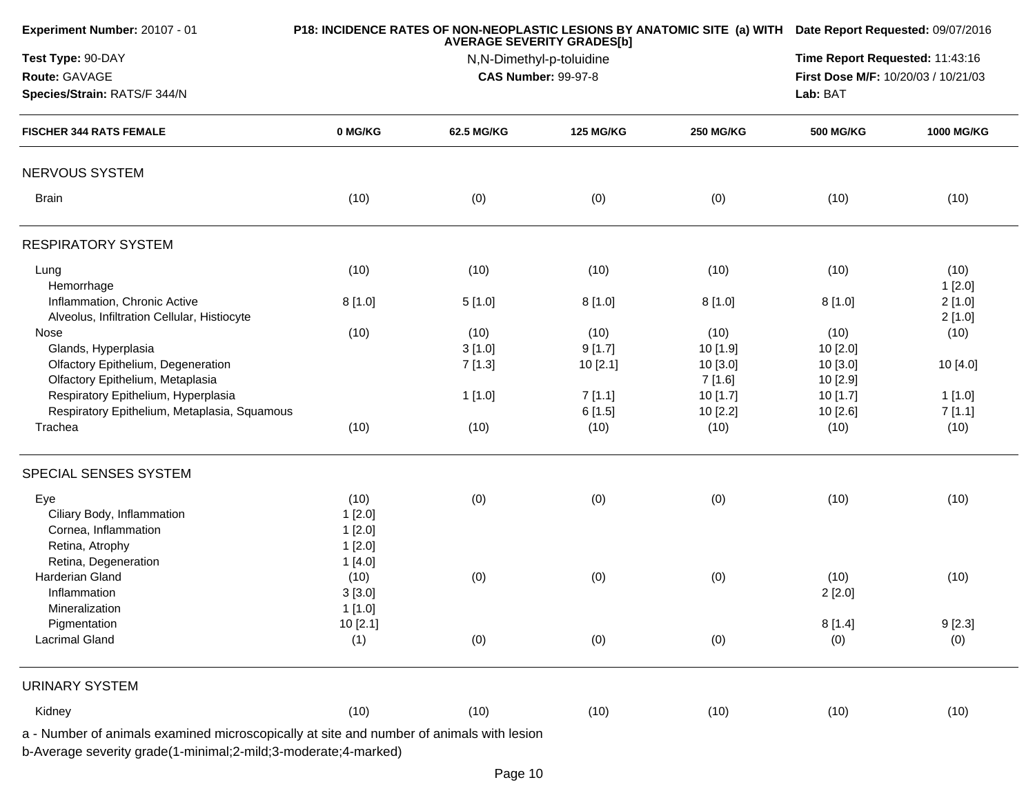**Experiment Number:** 20107 - 01

**Test Type:** 90-DAY

**Route:** GAVAGE

**Species/Strain:** RATS/F 344/N

**P18: INCIDENCE RATES OF NON-NEOPLASTIC LESIONS BY ANATOMIC SITE (a) WITH AVERAGE SEVERITY GRADES[b]**

N,N-Dimethyl-p-toluidine

**CAS Number:** 99-97-8

**Date Report Requested:** 09/07/2016

**Time Report Requested:** 11:43:16

**First Dose M/F:** 10/20/03 / 10/21/03

**Lab:** BAT

| FISCHER 344 RATS FEMALE | 0 MG/KG | 62.5 MG/KG | 125 MG/KG | 250 MG/KG | 500 MG/KG | 1000 MG/KG |
|---|---|---|---|---|---|---|
| **NERVOUS SYSTEM** | | | | | | |
| Brain | (10) | (0) | (0) | (0) | (10) | (10) |
| **RESPIRATORY SYSTEM** | | | | | | |
| Lung | (10) | (10) | (10) | (10) | (10) | (10) |
| Hemorrhage | | | | | | 1 [2.0] |
| Inflammation, Chronic Active | 8 [1.0] | 5 [1.0] | 8 [1.0] | 8 [1.0] | 8 [1.0] | 2 [1.0] |
| Alveolus, Infiltration Cellular, Histiocyte | | | | | | 2 [1.0] |
| Nose | (10) | (10) | (10) | (10) | (10) | (10) |
| Glands, Hyperplasia | | 3 [1.0] | 9 [1.7] | 10 [1.9] | 10 [2.0] | |
| Olfactory Epithelium, Degeneration | | 7 [1.3] | 10 [2.1] | 10 [3.0] | 10 [3.0] | 10 [4.0] |
| Olfactory Epithelium, Metaplasia | | | | 7 [1.6] | 10 [2.9] | |
| Respiratory Epithelium, Hyperplasia | | 1 [1.0] | 7 [1.1] | 10 [1.7] | 10 [1.7] | 1 [1.0] |
| Respiratory Epithelium, Metaplasia, Squamous | | | 6 [1.5] | 10 [2.2] | 10 [2.6] | 7 [1.1] |
| Trachea | (10) | (10) | (10) | (10) | (10) | (10) |
| **SPECIAL SENSES SYSTEM** | | | | | | |
| Eye | (10) | (0) | (0) | (0) | (10) | (10) |
| Ciliary Body, Inflammation | 1 [2.0] | | | | | |
| Cornea, Inflammation | 1 [2.0] | | | | | |
| Retina, Atrophy | 1 [2.0] | | | | | |
| Retina, Degeneration | 1 [4.0] | | | | | |
| Harderian Gland | (10) | (0) | (0) | (0) | (10) | (10) |
| Inflammation | 3 [3.0] | | | | 2 [2.0] | |
| Mineralization | 1 [1.0] | | | | | |
| Pigmentation | 10 [2.1] | | | | 8 [1.4] | 9 [2.3] |
| Lacrimal Gland | (1) | (0) | (0) | (0) | (0) | (0) |
| **URINARY SYSTEM** | | | | | | |
| Kidney | (10) | (10) | (10) | (10) | (10) | (10) |

a - Number of animals examined microscopically at site and number of animals with lesion

b-Average severity grade(1-minimal;2-mild;3-moderate;4-marked)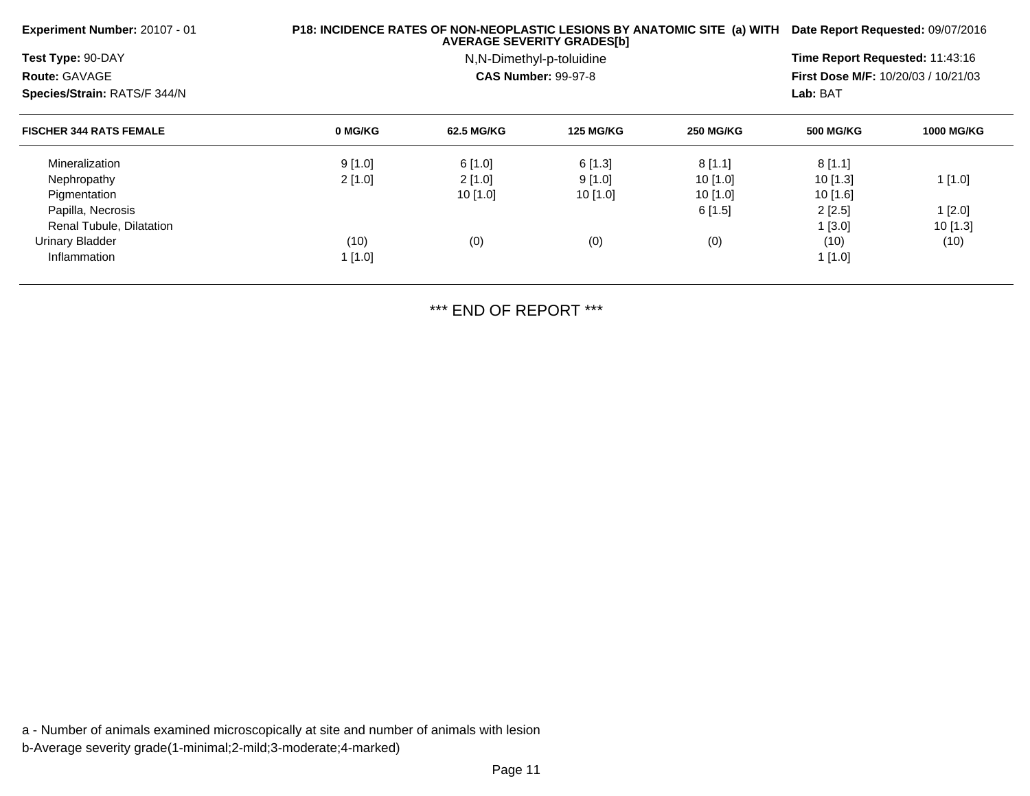**Experiment Number:** 20107 - 01

**Test Type:** 90-DAY

**Route:** GAVAGE

**Species/Strain:** RATS/F 344/N

**P18: INCIDENCE RATES OF NON-NEOPLASTIC LESIONS BY ANATOMIC SITE (a) WITH AVERAGE SEVERITY GRADES[b]**

N,N-Dimethyl-p-toluidine

**CAS Number:** 99-97-8

**Date Report Requested:** 09/07/2016

**Time Report Requested:** 11:43:16

**First Dose M/F:** 10/20/03 / 10/21/03

**Lab:** BAT

| FISCHER 344 RATS FEMALE | 0 MG/KG | 62.5 MG/KG | 125 MG/KG | 250 MG/KG | 500 MG/KG | 1000 MG/KG |
|---|---|---|---|---|---|---|
| Mineralization | 9 [1.0] | 6 [1.0] | 6 [1.3] | 8 [1.1] | 8 [1.1] | |
| Nephropathy | 2 [1.0] | 2 [1.0] | 9 [1.0] | 10 [1.0] | 10 [1.3] | 1 [1.0] |
| Pigmentation | | 10 [1.0] | 10 [1.0] | 10 [1.0] | 10 [1.6] | |
| Papilla, Necrosis | | | | 6 [1.5] | 2 [2.5] | 1 [2.0] |
| Renal Tubule, Dilatation | | | | | 1 [3.0] | 10 [1.3] |
| Urinary Bladder | (10) | (0) | (0) | (0) | (10) | (10) |
| Inflammation | 1 [1.0] | | | | 1 [1.0] | |

*** END OF REPORT ***

a - Number of animals examined microscopically at site and number of animals with lesion

b-Average severity grade(1-minimal;2-mild;3-moderate;4-marked)